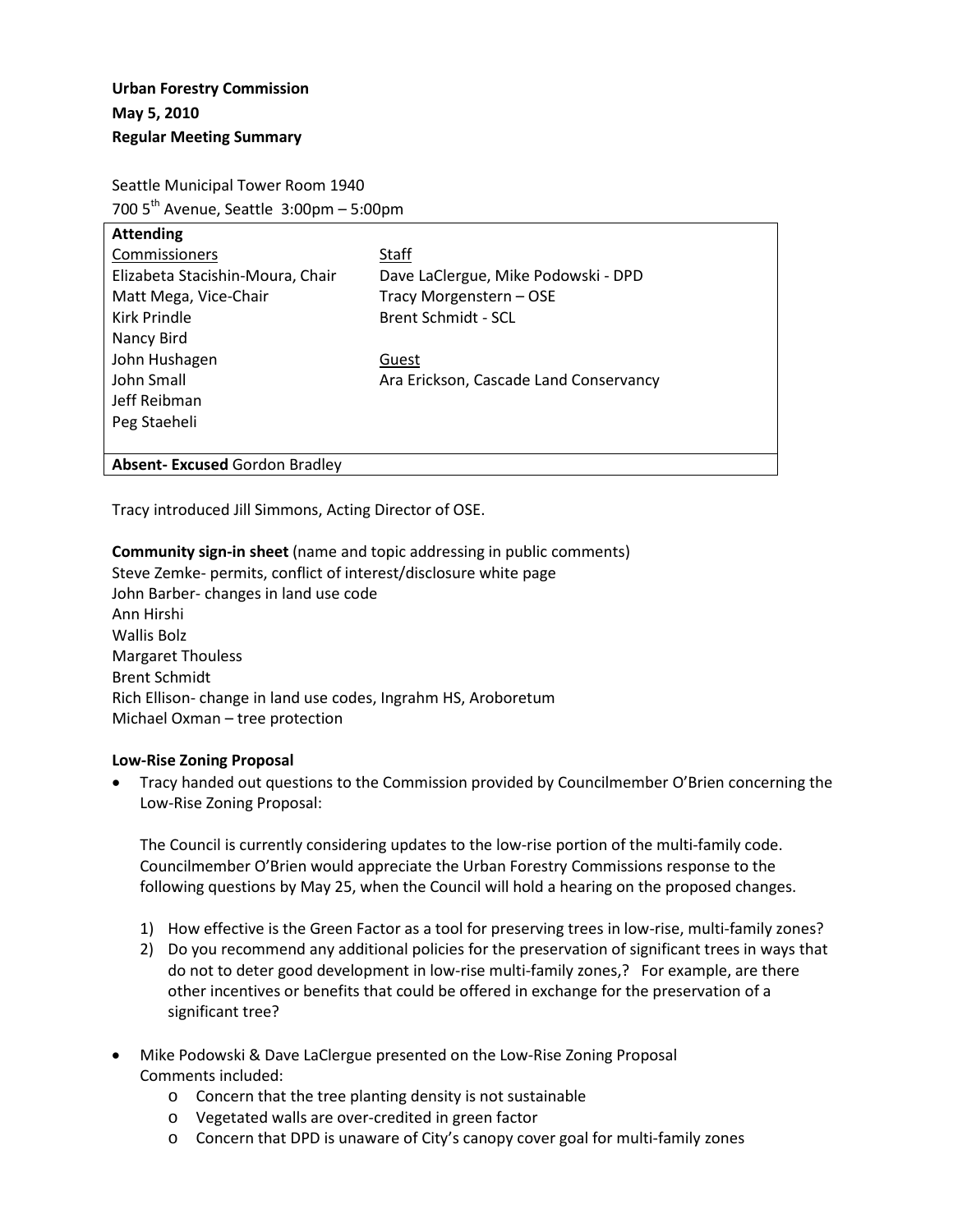**Urban Forestry Commission**
**May 5, 2010**
**Regular Meeting Summary**

Seattle Municipal Tower Room 1940
700 5th Avenue, Seattle 3:00pm – 5:00pm

| **Attending** | |
|---|---|
| Commissioners | Staff |
| Elizabeta Stacishin-Moura, Chair | Dave LaClergue, Mike Podowski - DPD |
| Matt Mega, Vice-Chair | Tracy Morgenstern – OSE |
| Kirk Prindle | Brent Schmidt - SCL |
| Nancy Bird | |
| John Hushagen | Guest |
| John Small | Ara Erickson, Cascade Land Conservancy |
| Jeff Reibman | |
| Peg Staeheli | |
| **Absent- Excused** Gordon Bradley | |

Tracy introduced Jill Simmons, Acting Director of OSE.

**Community sign-in sheet** (name and topic addressing in public comments)
Steve Zemke- permits, conflict of interest/disclosure white page
John Barber- changes in land use code
Ann Hirshi
Wallis Bolz
Margaret Thouless
Brent Schmidt
Rich Ellison- change in land use codes, Ingrahm HS, Aroboretum
Michael Oxman – tree protection

**Low-Rise Zoning Proposal**

- Tracy handed out questions to the Commission provided by Councilmember O'Brien concerning the Low-Rise Zoning Proposal:

  The Council is currently considering updates to the low-rise portion of the multi-family code. Councilmember O'Brien would appreciate the Urban Forestry Commissions response to the following questions by May 25, when the Council will hold a hearing on the proposed changes.

  1) How effective is the Green Factor as a tool for preserving trees in low-rise, multi-family zones?
  2) Do you recommend any additional policies for the preservation of significant trees in ways that do not to deter good development in low-rise multi-family zones,? For example, are there other incentives or benefits that could be offered in exchange for the preservation of a significant tree?

- Mike Podowski & Dave LaClergue presented on the Low-Rise Zoning Proposal
  Comments included:
  - Concern that the tree planting density is not sustainable
  - Vegetated walls are over-credited in green factor
  - Concern that DPD is unaware of City's canopy cover goal for multi-family zones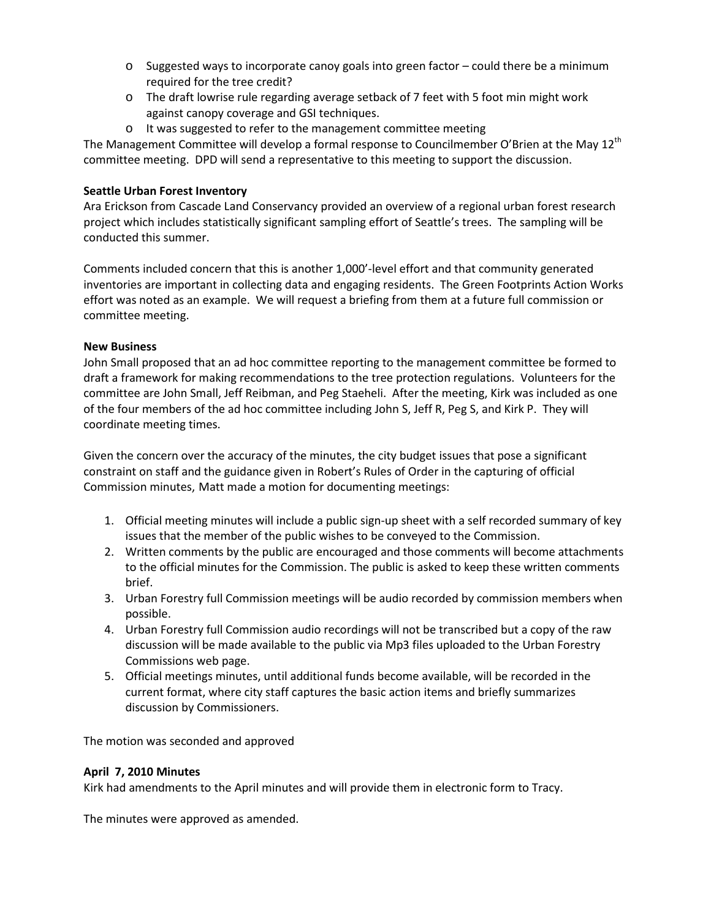- Suggested ways to incorporate canoy goals into green factor – could there be a minimum required for the tree credit?
- The draft lowrise rule regarding average setback of 7 feet with 5 foot min might work against canopy coverage and GSI techniques.
- It was suggested to refer to the management committee meeting

The Management Committee will develop a formal response to Councilmember O'Brien at the May 12th committee meeting. DPD will send a representative to this meeting to support the discussion.

**Seattle Urban Forest Inventory**

Ara Erickson from Cascade Land Conservancy provided an overview of a regional urban forest research project which includes statistically significant sampling effort of Seattle's trees. The sampling will be conducted this summer.

Comments included concern that this is another 1,000'-level effort and that community generated inventories are important in collecting data and engaging residents. The Green Footprints Action Works effort was noted as an example. We will request a briefing from them at a future full commission or committee meeting.

**New Business**

John Small proposed that an ad hoc committee reporting to the management committee be formed to draft a framework for making recommendations to the tree protection regulations. Volunteers for the committee are John Small, Jeff Reibman, and Peg Staeheli. After the meeting, Kirk was included as one of the four members of the ad hoc committee including John S, Jeff R, Peg S, and Kirk P. They will coordinate meeting times.

Given the concern over the accuracy of the minutes, the city budget issues that pose a significant constraint on staff and the guidance given in Robert's Rules of Order in the capturing of official Commission minutes, Matt made a motion for documenting meetings:

1. Official meeting minutes will include a public sign-up sheet with a self recorded summary of key issues that the member of the public wishes to be conveyed to the Commission.
2. Written comments by the public are encouraged and those comments will become attachments to the official minutes for the Commission. The public is asked to keep these written comments brief.
3. Urban Forestry full Commission meetings will be audio recorded by commission members when possible.
4. Urban Forestry full Commission audio recordings will not be transcribed but a copy of the raw discussion will be made available to the public via Mp3 files uploaded to the Urban Forestry Commissions web page.
5. Official meetings minutes, until additional funds become available, will be recorded in the current format, where city staff captures the basic action items and briefly summarizes discussion by Commissioners.

The motion was seconded and approved

**April 7, 2010 Minutes**

Kirk had amendments to the April minutes and will provide them in electronic form to Tracy.

The minutes were approved as amended.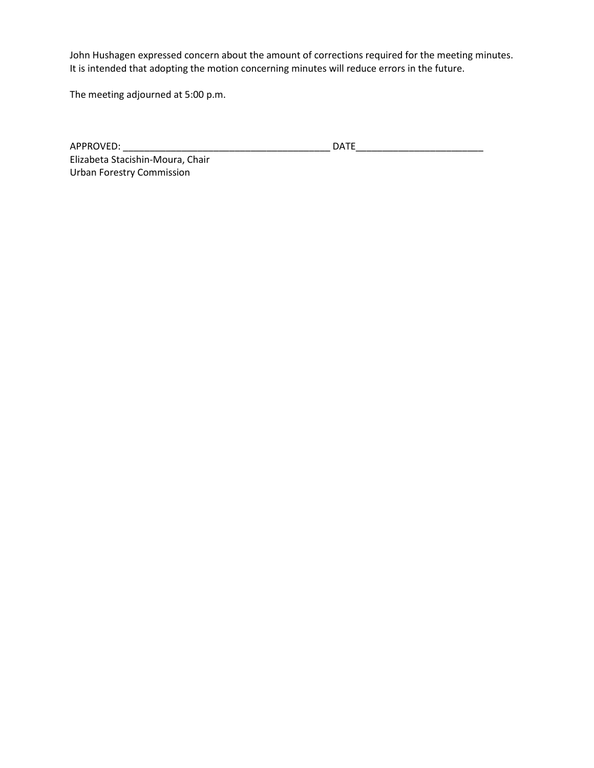John Hushagen expressed concern about the amount of corrections required for the meeting minutes. It is intended that adopting the motion concerning minutes will reduce errors in the future.

The meeting adjourned at 5:00 p.m.

APPROVED: ________________________________________ DATE________________________

Elizabeta Stacishin-Moura, Chair
Urban Forestry Commission